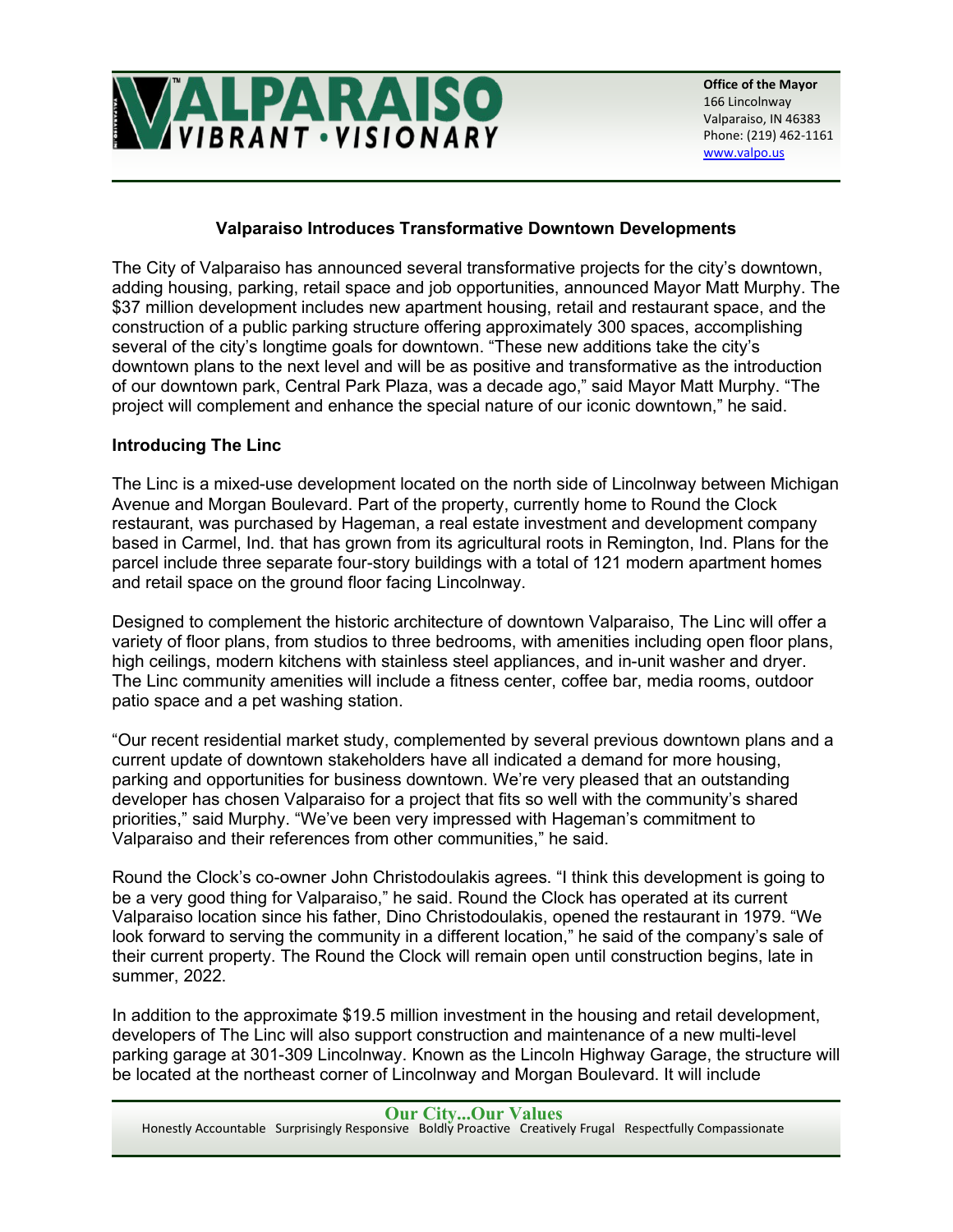**Office of the Mayor**
166 Lincolnway
Valparaiso, IN 46383
Phone: (219) 462-1161
www.valpo.us

## Valparaiso Introduces Transformative Downtown Developments

The City of Valparaiso has announced several transformative projects for the city's downtown, adding housing, parking, retail space and job opportunities, announced Mayor Matt Murphy. The $37 million development includes new apartment housing, retail and restaurant space, and the construction of a public parking structure offering approximately 300 spaces, accomplishing several of the city's longtime goals for downtown. "These new additions take the city's downtown plans to the next level and will be as positive and transformative as the introduction of our downtown park, Central Park Plaza, was a decade ago," said Mayor Matt Murphy. "The project will complement and enhance the special nature of our iconic downtown," he said.

### Introducing The Linc

The Linc is a mixed-use development located on the north side of Lincolnway between Michigan Avenue and Morgan Boulevard. Part of the property, currently home to Round the Clock restaurant, was purchased by Hageman, a real estate investment and development company based in Carmel, Ind. that has grown from its agricultural roots in Remington, Ind. Plans for the parcel include three separate four-story buildings with a total of 121 modern apartment homes and retail space on the ground floor facing Lincolnway.

Designed to complement the historic architecture of downtown Valparaiso, The Linc will offer a variety of floor plans, from studios to three bedrooms, with amenities including open floor plans, high ceilings, modern kitchens with stainless steel appliances, and in-unit washer and dryer. The Linc community amenities will include a fitness center, coffee bar, media rooms, outdoor patio space and a pet washing station.

"Our recent residential market study, complemented by several previous downtown plans and a current update of downtown stakeholders have all indicated a demand for more housing, parking and opportunities for business downtown. We're very pleased that an outstanding developer has chosen Valparaiso for a project that fits so well with the community's shared priorities," said Murphy. "We've been very impressed with Hageman's commitment to Valparaiso and their references from other communities," he said.

Round the Clock's co-owner John Christodoulakis agrees. "I think this development is going to be a very good thing for Valparaiso," he said. Round the Clock has operated at its current Valparaiso location since his father, Dino Christodoulakis, opened the restaurant in 1979. "We look forward to serving the community in a different location," he said of the company's sale of their current property. The Round the Clock will remain open until construction begins, late in summer, 2022.

In addition to the approximate $19.5 million investment in the housing and retail development, developers of The Linc will also support construction and maintenance of a new multi-level parking garage at 301-309 Lincolnway. Known as the Lincoln Highway Garage, the structure will be located at the northeast corner of Lincolnway and Morgan Boulevard. It will include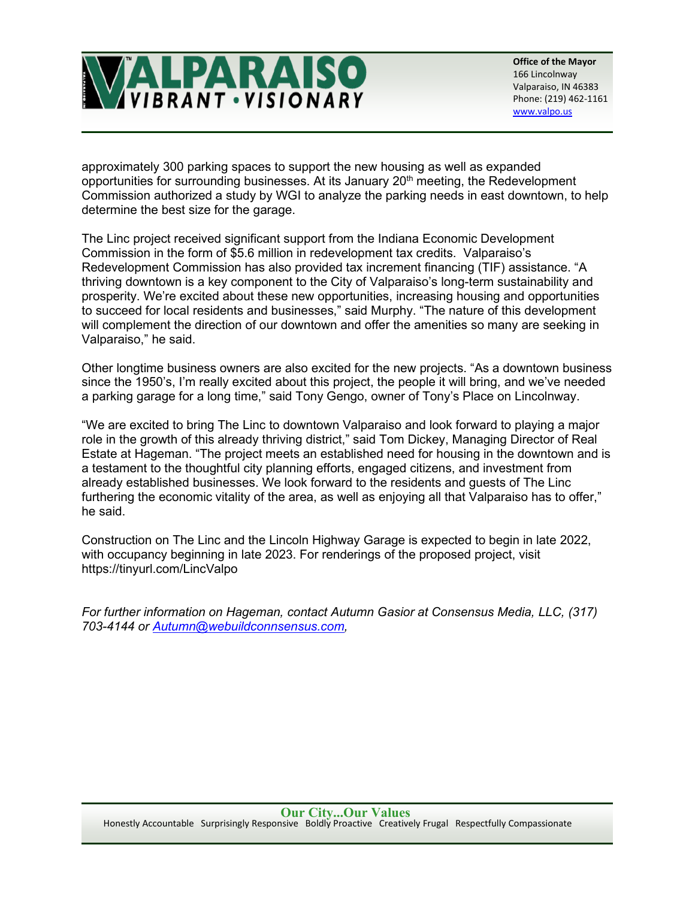approximately 300 parking spaces to support the new housing as well as expanded opportunities for surrounding businesses. At its January 20th meeting, the Redevelopment Commission authorized a study by WGI to analyze the parking needs in east downtown, to help determine the best size for the garage.

The Linc project received significant support from the Indiana Economic Development Commission in the form of $5.6 million in redevelopment tax credits. Valparaiso's Redevelopment Commission has also provided tax increment financing (TIF) assistance. "A thriving downtown is a key component to the City of Valparaiso's long-term sustainability and prosperity. We're excited about these new opportunities, increasing housing and opportunities to succeed for local residents and businesses," said Murphy. "The nature of this development will complement the direction of our downtown and offer the amenities so many are seeking in Valparaiso," he said.

Other longtime business owners are also excited for the new projects. "As a downtown business since the 1950's, I'm really excited about this project, the people it will bring, and we've needed a parking garage for a long time," said Tony Gengo, owner of Tony's Place on Lincolnway.

"We are excited to bring The Linc to downtown Valparaiso and look forward to playing a major role in the growth of this already thriving district," said Tom Dickey, Managing Director of Real Estate at Hageman. "The project meets an established need for housing in the downtown and is a testament to the thoughtful city planning efforts, engaged citizens, and investment from already established businesses. We look forward to the residents and guests of The Linc furthering the economic vitality of the area, as well as enjoying all that Valparaiso has to offer," he said.

Construction on The Linc and the Lincoln Highway Garage is expected to begin in late 2022, with occupancy beginning in late 2023. For renderings of the proposed project, visit https://tinyurl.com/LincValpo

*For further information on Hageman, contact Autumn Gasior at Consensus Media, LLC, (317) 703-4144 or [Autumn@webuildconnsensus.com](mailto:Autumn@webuildconnsensus.com),*